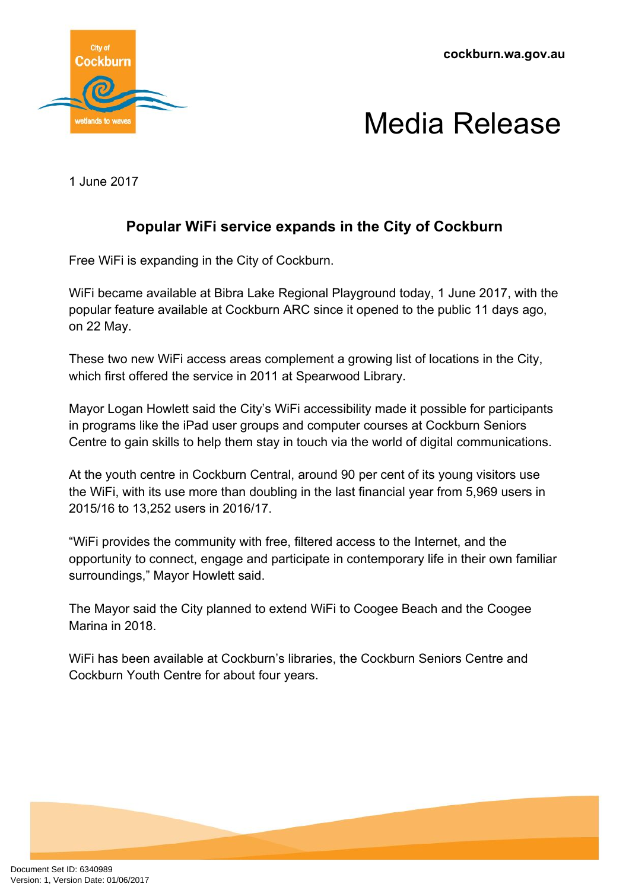cockburn.wa.gov.au

# Media Release

1 June 2017

## Popular WiFi service expands in the City of Cockburn

Free WiFi is expanding in the City of Cockburn.

WiFi became available at Bibra Lake Regional Playground today, 1 June 2017, with the popular feature available at Cockburn ARC since it opened to the public 11 days ago, on 22 May.

These two new WiFi access areas complement a growing list of locations in the City, which first offered the service in 2011 at Spearwood Library.

Mayor Logan Howlett said the City's WiFi accessibility made it possible for participants in programs like the iPad user groups and computer courses at Cockburn Seniors Centre to gain skills to help them stay in touch via the world of digital communications.

At the youth centre in Cockburn Central, around 90 per cent of its young visitors use the WiFi, with its use more than doubling in the last financial year from 5,969 users in 2015/16 to 13,252 users in 2016/17.

"WiFi provides the community with free, filtered access to the Internet, and the opportunity to connect, engage and participate in contemporary life in their own familiar surroundings," Mayor Howlett said.

The Mayor said the City planned to extend WiFi to Coogee Beach and the Coogee Marina in 2018.

WiFi has been available at Cockburn's libraries, the Cockburn Seniors Centre and Cockburn Youth Centre for about four years.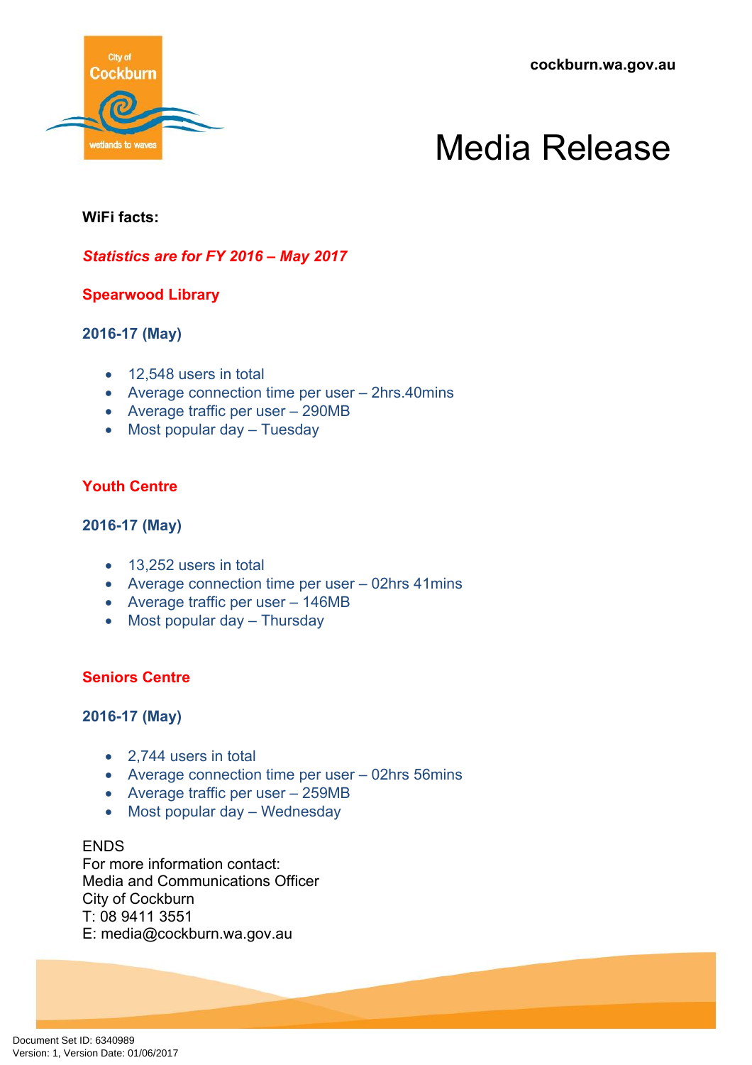cockburn.wa.gov.au

# Media Release

**WiFi facts:**

***Statistics are for FY 2016 – May 2017***

## Spearwood Library

### 2016-17 (May)

- 12,548 users in total
- Average connection time per user – 2hrs.40mins
- Average traffic per user – 290MB
- Most popular day – Tuesday

## Youth Centre

### 2016-17 (May)

- 13,252 users in total
- Average connection time per user – 02hrs 41mins
- Average traffic per user – 146MB
- Most popular day – Thursday

## Seniors Centre

### 2016-17 (May)

- 2,744 users in total
- Average connection time per user – 02hrs 56mins
- Average traffic per user – 259MB
- Most popular day – Wednesday

ENDS
For more information contact:
Media and Communications Officer
City of Cockburn
T: 08 9411 3551
E: media@cockburn.wa.gov.au

Document Set ID: 6340989
Version: 1, Version Date: 01/06/2017